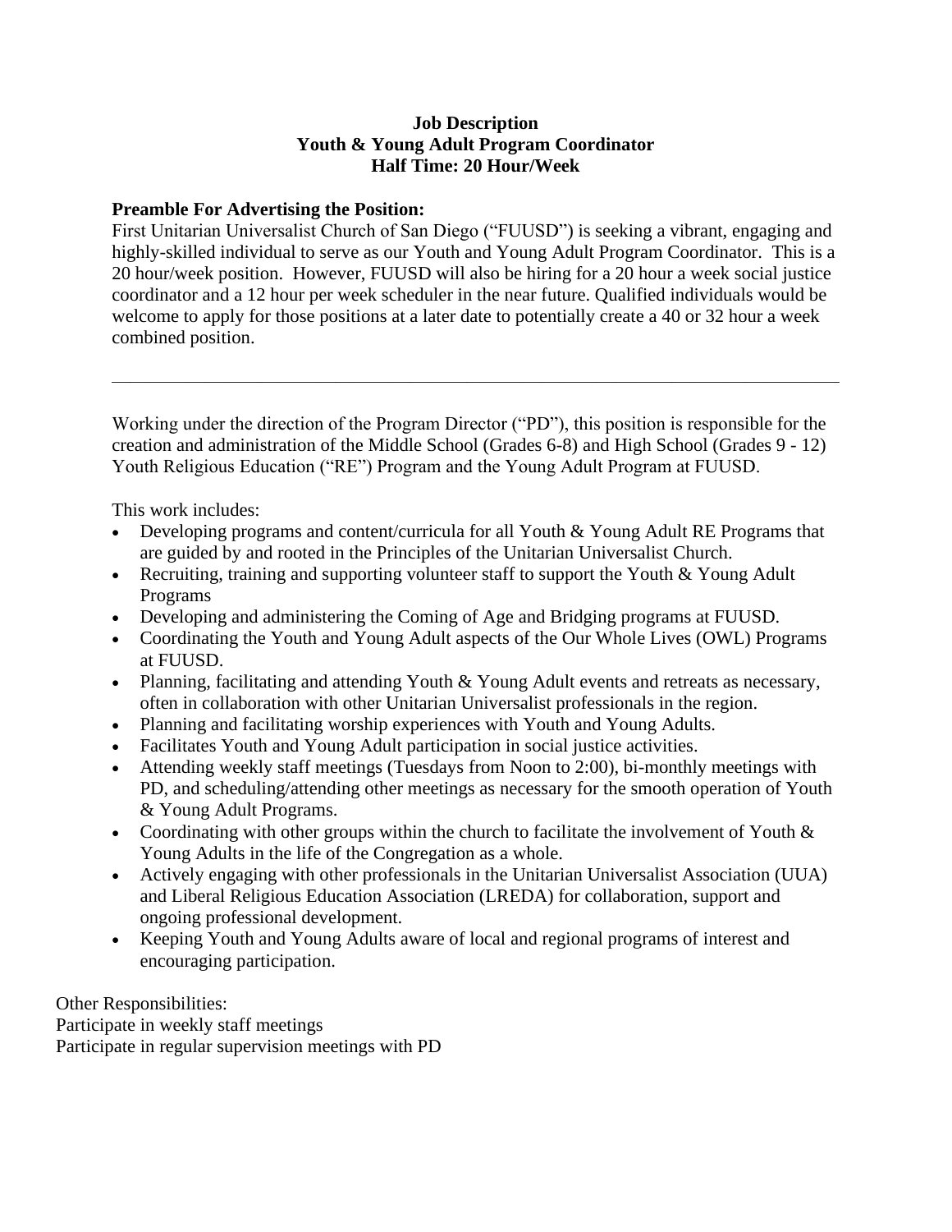**Job Description**
**Youth & Young Adult Program Coordinator**
**Half Time: 20 Hour/Week**

**Preamble For Advertising the Position:**
First Unitarian Universalist Church of San Diego ("FUUSD") is seeking a vibrant, engaging and highly-skilled individual to serve as our Youth and Young Adult Program Coordinator. This is a 20 hour/week position. However, FUUSD will also be hiring for a 20 hour a week social justice coordinator and a 12 hour per week scheduler in the near future. Qualified individuals would be welcome to apply for those positions at a later date to potentially create a 40 or 32 hour a week combined position.

---

Working under the direction of the Program Director ("PD"), this position is responsible for the creation and administration of the Middle School (Grades 6-8) and High School (Grades 9 - 12) Youth Religious Education ("RE") Program and the Young Adult Program at FUUSD.

This work includes:

- Developing programs and content/curricula for all Youth & Young Adult RE Programs that are guided by and rooted in the Principles of the Unitarian Universalist Church.
- Recruiting, training and supporting volunteer staff to support the Youth & Young Adult Programs
- Developing and administering the Coming of Age and Bridging programs at FUUSD.
- Coordinating the Youth and Young Adult aspects of the Our Whole Lives (OWL) Programs at FUUSD.
- Planning, facilitating and attending Youth & Young Adult events and retreats as necessary, often in collaboration with other Unitarian Universalist professionals in the region.
- Planning and facilitating worship experiences with Youth and Young Adults.
- Facilitates Youth and Young Adult participation in social justice activities.
- Attending weekly staff meetings (Tuesdays from Noon to 2:00), bi-monthly meetings with PD, and scheduling/attending other meetings as necessary for the smooth operation of Youth & Young Adult Programs.
- Coordinating with other groups within the church to facilitate the involvement of Youth & Young Adults in the life of the Congregation as a whole.
- Actively engaging with other professionals in the Unitarian Universalist Association (UUA) and Liberal Religious Education Association (LREDA) for collaboration, support and ongoing professional development.
- Keeping Youth and Young Adults aware of local and regional programs of interest and encouraging participation.

Other Responsibilities:
Participate in weekly staff meetings
Participate in regular supervision meetings with PD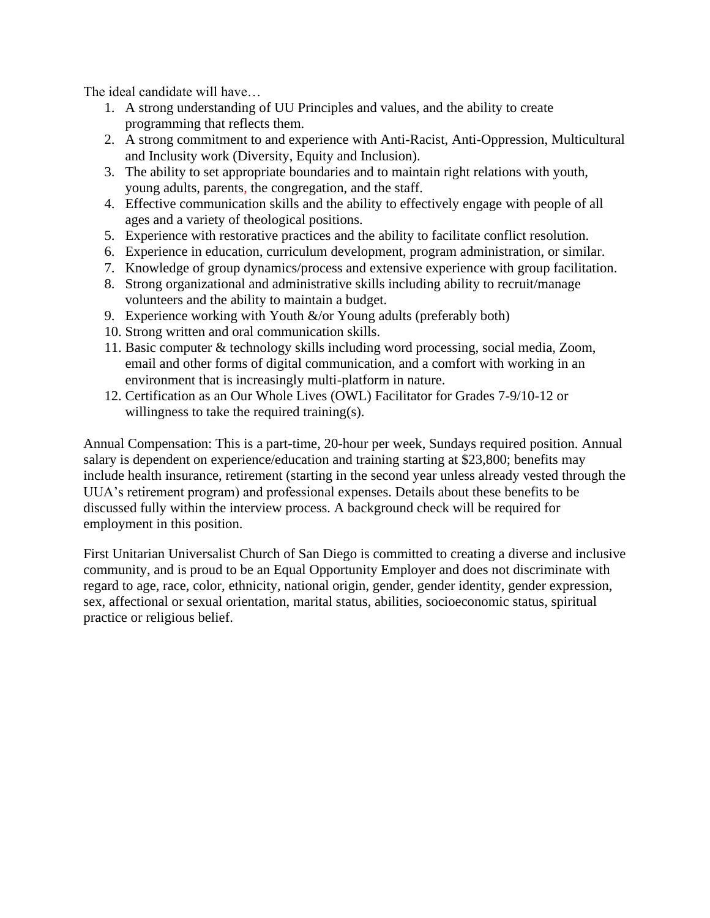The ideal candidate will have…

1. A strong understanding of UU Principles and values, and the ability to create programming that reflects them.
2. A strong commitment to and experience with Anti-Racist, Anti-Oppression, Multicultural and Inclusity work (Diversity, Equity and Inclusion).
3. The ability to set appropriate boundaries and to maintain right relations with youth, young adults, parents, the congregation, and the staff.
4. Effective communication skills and the ability to effectively engage with people of all ages and a variety of theological positions.
5. Experience with restorative practices and the ability to facilitate conflict resolution.
6. Experience in education, curriculum development, program administration, or similar.
7. Knowledge of group dynamics/process and extensive experience with group facilitation.
8. Strong organizational and administrative skills including ability to recruit/manage volunteers and the ability to maintain a budget.
9. Experience working with Youth &/or Young adults (preferably both)
10. Strong written and oral communication skills.
11. Basic computer & technology skills including word processing, social media, Zoom, email and other forms of digital communication, and a comfort with working in an environment that is increasingly multi-platform in nature.
12. Certification as an Our Whole Lives (OWL) Facilitator for Grades 7-9/10-12 or willingness to take the required training(s).

Annual Compensation: This is a part-time, 20-hour per week, Sundays required position. Annual salary is dependent on experience/education and training starting at $23,800; benefits may include health insurance, retirement (starting in the second year unless already vested through the UUA's retirement program) and professional expenses. Details about these benefits to be discussed fully within the interview process. A background check will be required for employment in this position.

First Unitarian Universalist Church of San Diego is committed to creating a diverse and inclusive community, and is proud to be an Equal Opportunity Employer and does not discriminate with regard to age, race, color, ethnicity, national origin, gender, gender identity, gender expression, sex, affectional or sexual orientation, marital status, abilities, socioeconomic status, spiritual practice or religious belief.